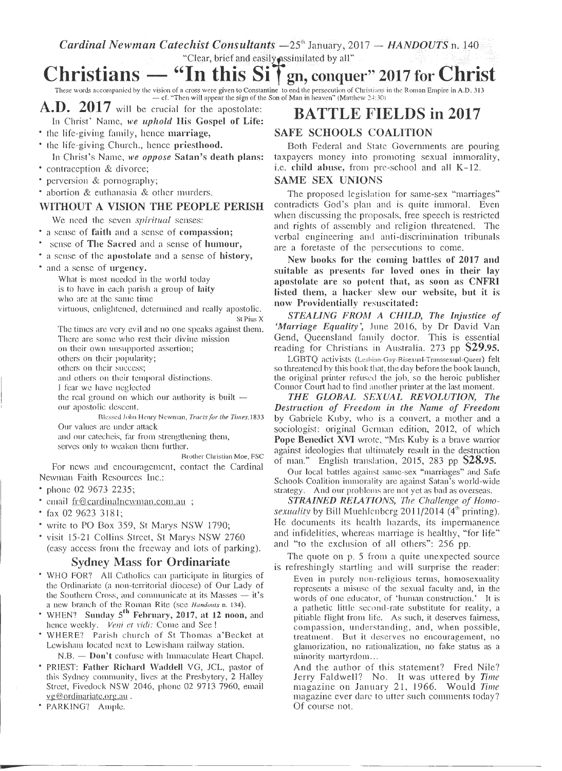*Cardinal Newman Catechist Consultants* — 25th January, 2017 — *HANDOUTS* n. 140

"Clear, brief and easily assimilated by all"

# Christians — "In this Sign, conquer" 2017 for Christ

These words accompanied by the vision of a cross were given to Constantine to end the persecution of Christians in the Roman Empire in A.D. 313 — cf. "Then will appear the sign of the Son of Man in heaven" (Matthew 24:30)

**A.D. 2017** will be crucial for the apostolate:

In Christ' Name, *we uphold* **His Gospel of Life:**

- the life-giving family, hence **marriage,**
- the life-giving Church., hence **priesthood.**

In Christ's Name, *we oppose* **Satan's death plans:**

- contraception & divorce;
- perversion & pornography;
- abortion & euthanasia & other murders.

### WITHOUT A VISION THE PEOPLE PERISH

We need the seven *spiritual* senses:

- a sense of **faith** and a sense of **compassion;**
- sense of **The Sacred** and a sense of **humour,**
- a sense of the **apostolate** and a sense of **history,**
- and a sense of **urgency.**

> What is most needed in the world today
> is to have in each parish a group of **laity**
> who are at the same time
> virtuous, enlightened, determined and really apostolic.
>
> St Pius X

> The times are very evil and no one speaks against them.
> There are some who rest their divine mission
> on their own unsupported assertion;
> others on their popularity;
> others on their success;
> and others on their temporal distinctions.
> I fear we have neglected
> the real ground on which our authority is built —
> our apostolic descent.
>
> Blessed John Henry Newman, *Tracts for the Times*,1833

> Our values are under attack
> and our catechesis, far from strengthening them,
> serves only to weaken them further.
>
> Brother Christian Moe, FSC

For news and encouragement, contact the Cardinal Newman Faith Resources Inc.:

- phone 02 9673 2235;
- email fr@cardinalnewman.com.au ;
- fax 02 9623 3181;
- write to PO Box 359, St Marys NSW 1790;
- visit 15-21 Collins Street, St Marys NSW 2760 (easy access from the freeway and lots of parking).

### Sydney Mass for Ordinariate

- WHO FOR? All Catholics can participate in liturgies of the Ordinariate (a non-territorial diocese) of Our Lady of the Southern Cross, and communicate at its Masses — it's a new branch of the Roman Rite (see *Handouts* n. 134).
- WHEN? **Sunday 5th February, 2017, at 12 noon,** and hence weekly. *Veni et vidi:* Come and See !
- WHERE? Parish church of St Thomas a'Becket at Lewisham located next to Lewisham railway station.
  N.B. — **Don't** confuse with Immaculate Heart Chapel.
- PRIEST: **Father Richard Waddell** VG, JCL, pastor of this Sydney community, lives at the Presbytery, 2 Halley Street, Fivedock NSW 2046, phone 02 9713 7960, email vg@ordinariate.org.au .
- PARKING? Ample.

## BATTLE FIELDS in 2017

### SAFE SCHOOLS COALITION

Both Federal and State Governments are pouring taxpayers money into promoting sexual immorality, i.e. **child abuse,** from pre-school and all K-12.

### SAME SEX UNIONS

The proposed legislation for same-sex "marriages" contradicts God's plan and is quite immoral. Even when discussing the proposals, free speech is restricted and rights of assembly and religion threatened. The verbal engineering and anti-discrimination tribunals are a foretaste of the persecutions to come.

**New books for the coming battles of 2017 and suitable as presents for loved ones in their lay apostolate are so potent that, as soon as CNFRI listed them, a hacker slew our website, but it is now Providentially resuscitated:**

***STEALING FROM A CHILD, The Injustice of 'Marriage Equality',*** June 2016, by Dr David Van Gend, Queensland family doctor. This is essential reading for Christians in Australia. 273 pp **$29.95.**

LGBTQ activists (Lesbian-Gay-Bisexual-Transsexual-Queer) felt so threatened by this book that, the day before the book launch, the original printer refused the job, so the heroic publisher Connor Court had to find another printer at the last moment.

***THE GLOBAL SEXUAL REVOLUTION, The Destruction of Freedom in the Name of Freedom*** by Gabriele Kuby, who is a convert, a mother and a sociologist: original German edition, 2012, of which **Pope Benedict XVI** wrote, "Mrs Kuby is a brave warrior against ideologies that ultimately result in the destruction of man." English translation, 2015, 283 pp **$28.95.**

Our local battles against same-sex "marriages" and Safe Schools Coalition immorality are against Satan's world-wide strategy. And our problems are not yet as bad as overseas.

***STRAINED RELATIONS,*** *The Challenge of Homosexuality* by Bill Muehlenberg 2011/2014 (4th printing). He documents its health hazards, its impermanence and infidelities, whereas marriage is healthy, "for life" and "to the exclusion of all others": 256 pp.

The quote on p. 5 from a quite unexpected source is refreshingly startling and will surprise the reader:

> Even in purely non-religious terms, homosexuality represents a misuse of the sexual faculty and, in the words of one educator, of 'human construction.' It is a pathetic little second-rate substitute for reality, a pitiable flight from life. As such, it deserves fairness, compassion, understanding, and, when possible, treatment. But it deserves no encouragement, no glamorization, no rationalization, no fake status as a minority martyrdom...

And the author of this statement? Fred Nile? Jerry Faldwell? No. It was uttered by *Time* magazine on January 21, 1966. Would *Time* magazine ever dare to utter such comments today? Of course not.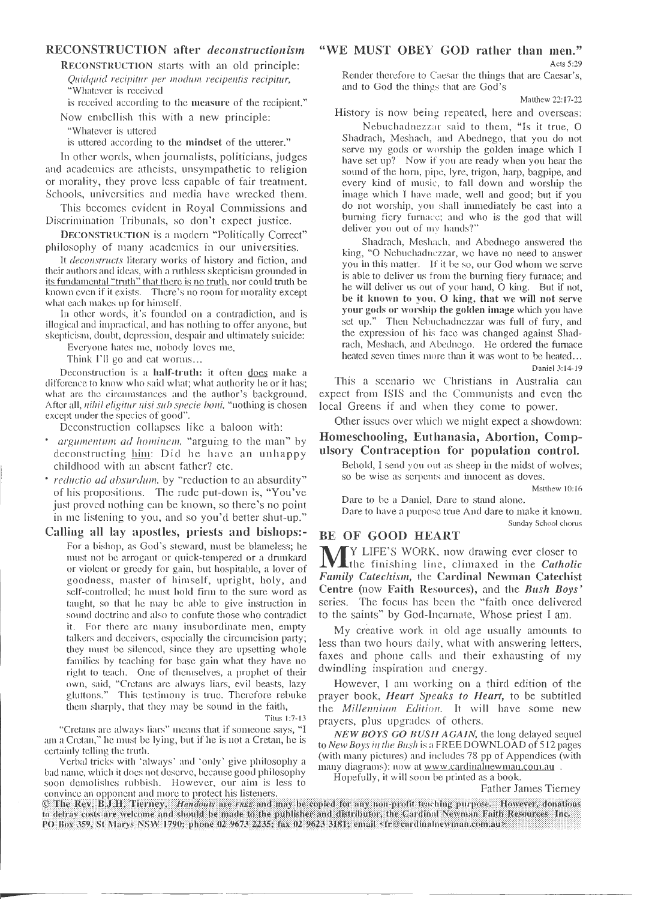## RECONSTRUCTION after *deconstructionism*

**RECONSTRUCTION** starts with an old principle:

*Quidquid recipitur per modum recipentis recipitur,*
"Whatever is received
is received according to the **measure** of the recipient."

Now embellish this with a new principle:

"Whatever is uttered
is uttered according to the **mindset** of the utterer."

In other words, when journalists, politicians, judges and academics are atheists, unsympathetic to religion or morality, they prove less capable of fair treatment. Schools, universities and media have wrecked them.

This becomes evident in Royal Commissions and Discrimination Tribunals, so don't expect justice.

**DECONSTRUCTION** is a modern "Politically Correct" philosophy of many academics in our universities.

It *deconstructs* literary works of history and fiction, and their authors and ideas, with a ruthless skepticism grounded in its fundamental "truth" that there is no truth, nor could truth be known even if it exists. There's no room for morality except what each makes up for himself.

In other words, it's founded on a contradiction, and is illogical and impractical, and has nothing to offer anyone, but skepticism, doubt, depression, despair and ultimately suicide:

Everyone hates me, nobody loves me,
Think I'll go and eat worms...

Deconstruction is a **half-truth**: it often does make a difference to know who said what; what authority he or it has; what are the circumstances and the author's background. After all, *nihil eligitur nisi sub specie boni,* "nothing is chosen except under the species of good".

Deconstruction collapses like a baloon with:

- *argumentum ad hominem,* "arguing to the man" by deconstructing him: Did he have an unhappy childhood with an absent father? etc.
- *reductio ad absurdum,* by "reduction to an absurdity" of his propositions. The rude put-down is, "You've just proved nothing can be known, so there's no point in me listening to you, and so you'd better shut-up."

## Calling all lay apostles, priests and bishops:-

For a bishop, as God's steward, must be blameless; he must not be arrogant or quick-tempered or a drunkard or violent or greedy for gain, but hospitable, a lover of goodness, master of himself, upright, holy, and self-controlled; he must hold firm to the sure word as taught, so that he may be able to give instruction in sound doctrine and also to confute those who contradict it. For there are many insubordinate men, empty talkers and deceivers, especially the circumcision party; they must be silenced, since they are upsetting whole families by teaching for base gain what they have no right to teach. One of themselves, a prophet of their own, said, "Cretans are always liars, evil beasts, lazy gluttons." This testimony is true. Therefore rebuke them sharply, that they may be sound in the faith,

Titus 1:7-13

"Cretans are always liars" means that if someone says, "I am a Cretan," he must be lying, but if he is not a Cretan, he is certainly telling the truth.

Verbal tricks with 'always' and 'only' give philosophy a bad name, which it does not deserve, because good philosophy soon demolishes rubbish. However, our aim is less to convince an opponent and more to protect his listeners.

## "WE MUST OBEY GOD rather than men."

Acts 5:29

Render therefore to Caesar the things that are Caesar's, and to God the things that are God's

Matthew 22:17-22

History is now being repeated, here and overseas:

Nebuchadnezzar said to them, "Is it true, O Shadrach, Meshach, and Abednego, that you do not serve my gods or worship the golden image which I have set up? Now if you are ready when you hear the sound of the horn, pipe, lyre, trigon, harp, bagpipe, and every kind of music, to fall down and worship the image which I have made, well and good; but if you do not worship, you shall immediately be cast into a burning fiery furnace; and who is the god that will deliver you out of my hands?"

Shadrach, Meshach, and Abednego answered the king, "O Nebuchadnezzar, we have no need to answer you in this matter. If it be so, our God whom we serve is able to deliver us from the burning fiery furnace; and he will deliver us out of your hand, O king. But if not, **be it known to you, O king, that we will not serve your gods or worship the golden image** which you have set up." Then Nebuchadnezzar was full of fury, and the expression of his face was changed against Shadrach, Meshach, and Abednego. He ordered the furnace heated seven times more than it was wont to be heated...

Daniel 3:14-19

This a scenario we Christians in Australia can expect from ISIS and the Communists and even the local Greens if and when they come to power.

Other issues over which we might expect a showdown:

### Homeschooling, Euthanasia, Abortion, Compulsory Contraception for population control.

Behold, I send you out as sheep in the midst of wolves; so be wise as serpents and innocent as doves.

Msthew 10:16

Dare to be a Daniel, Dare to stand alone.
Dare to have a purpose true And dare to make it known.

Sunday School chorus

## BE OF GOOD HEART

MY LIFE'S WORK, now drawing ever closer to the finishing line, climaxed in the ***Catholic Family Catechism,*** the **Cardinal Newman Catechist Centre** (now **Faith Resources**), and the ***Bush Boys'*** series. The focus has been the "faith once delivered to the saints" by God-Incarnate, Whose priest I am.

My creative work in old age usually amounts to less than two hours daily, what with answering letters, faxes and phone calls and their exhausting of my dwindling inspiration and energy.

However, I am working on a third edition of the prayer book, ***Heart Speaks to Heart,*** to be subtitled the *Millennium Edition.* It will have some new prayers, plus upgrades of others.

***NEW BOYS GO BUSH AGAIN,*** the long delayed sequel to *New Boys in the Bush* is a FREE DOWNLOAD of 512 pages (with many pictures) and includes 78 pp of Appendices (with many diagrams): now at www.cardinalnewman.com.au .

Hopefully, it will soon be printed as a book.

Father James Tierney

© The Rev. B.J.H. Tierney, *Handouts are FREE and may be copied for any non-profit teaching purpose.* However, donations to defray costs are welcome and should be made to the publisher and distributor, the Cardinal Newman Faith Resources Inc. PO Box 359, St Marys NSW 1790; phone 02 9673 2235; fax 02 9623 3181; email <fr@cardinalnewman.com.au>